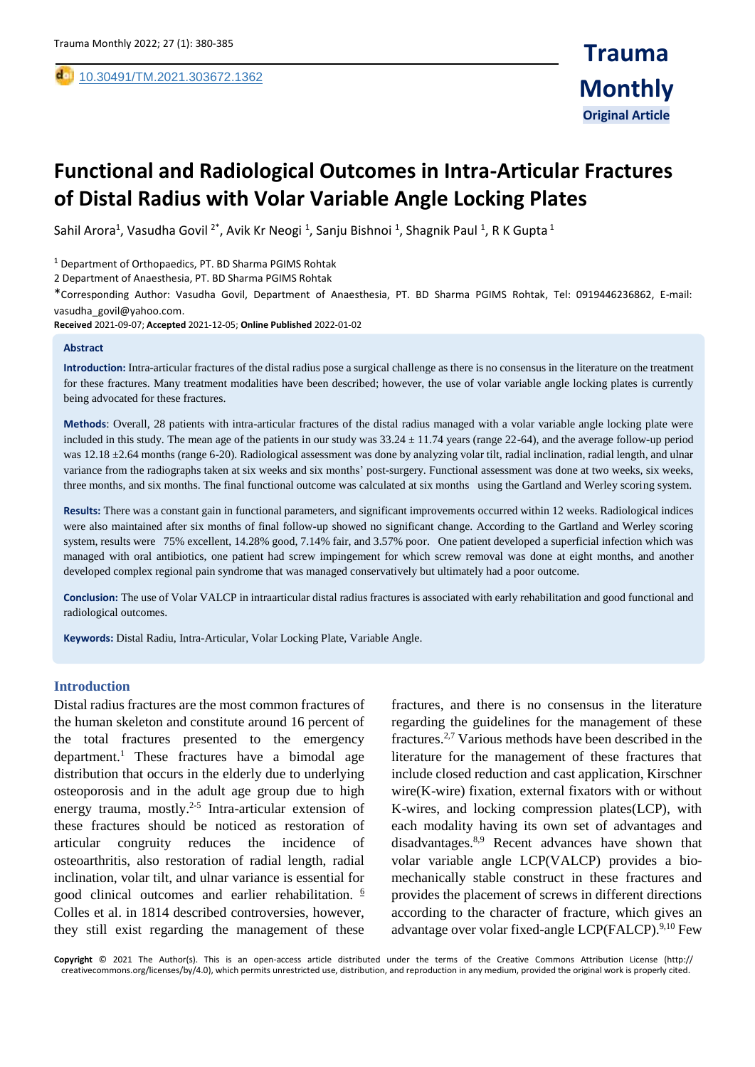10.30491/TM.2021.303672.1362

**Original Article**

# Functional and Radiological Outcomes in Intra-Articular Fractures of Distal Radius with Volar Variable Angle Locking Plates

Sahil Arora[1], Vasudha Govil [2*], Avik Kr Neogi [1], Sanju Bishnoi [1], Shagnik Paul [1], R K Gupta [1]

[1] Department of Orthopaedics, PT. BD Sharma PGIMS Rohtak

2 Department of Anaesthesia, PT. BD Sharma PGIMS Rohtak

*Corresponding Author: Vasudha Govil, Department of Anaesthesia, PT. BD Sharma PGIMS Rohtak, Tel: 0919446236862, E-mail: vasudha_govil@yahoo.com.

**Received** 2021-09-07; **Accepted** 2021-12-05; **Online Published** 2022-01-02

## Abstract

**Introduction:** Intra-articular fractures of the distal radius pose a surgical challenge as there is no consensus in the literature on the treatment for these fractures. Many treatment modalities have been described; however, the use of volar variable angle locking plates is currently being advocated for these fractures.

**Methods**: Overall, 28 patients with intra-articular fractures of the distal radius managed with a volar variable angle locking plate were included in this study. The mean age of the patients in our study was 33.24 ± 11.74 years (range 22-64), and the average follow-up period was 12.18 ±2.64 months (range 6-20). Radiological assessment was done by analyzing volar tilt, radial inclination, radial length, and ulnar variance from the radiographs taken at six weeks and six months' post-surgery. Functional assessment was done at two weeks, six weeks, three months, and six months. The final functional outcome was calculated at six months using the Gartland and Werley scoring system.

**Results:** There was a constant gain in functional parameters, and significant improvements occurred within 12 weeks. Radiological indices were also maintained after six months of final follow-up showed no significant change. According to the Gartland and Werley scoring system, results were 75% excellent, 14.28% good, 7.14% fair, and 3.57% poor. One patient developed a superficial infection which was managed with oral antibiotics, one patient had screw impingement for which screw removal was done at eight months, and another developed complex regional pain syndrome that was managed conservatively but ultimately had a poor outcome.

**Conclusion:** The use of Volar VALCP in intraarticular distal radius fractures is associated with early rehabilitation and good functional and radiological outcomes.

**Keywords:** Distal Radiu, Intra-Articular, Volar Locking Plate, Variable Angle.

## Introduction

Distal radius fractures are the most common fractures of the human skeleton and constitute around 16 percent of the total fractures presented to the emergency department.[1] These fractures have a bimodal age distribution that occurs in the elderly due to underlying osteoporosis and in the adult age group due to high energy trauma, mostly.[2-5] Intra-articular extension of these fractures should be noticed as restoration of articular congruity reduces the incidence of osteoarthritis, also restoration of radial length, radial inclination, volar tilt, and ulnar variance is essential for good clinical outcomes and earlier rehabilitation. [6] Colles et al. in 1814 described controversies, however, they still exist regarding the management of these fractures, and there is no consensus in the literature regarding the guidelines for the management of these fractures.[2,7] Various methods have been described in the literature for the management of these fractures that include closed reduction and cast application, Kirschner wire(K-wire) fixation, external fixators with or without K-wires, and locking compression plates(LCP), with each modality having its own set of advantages and disadvantages.[8,9] Recent advances have shown that volar variable angle LCP(VALCP) provides a bio-mechanically stable construct in these fractures and provides the placement of screws in different directions according to the character of fracture, which gives an advantage over volar fixed-angle LCP(FALCP).[9,10] Few

**Copyright** © 2021 The Author(s). This is an open-access article distributed under the terms of the Creative Commons Attribution License (http:// creativecommons.org/licenses/by/4.0), which permits unrestricted use, distribution, and reproduction in any medium, provided the original work is properly cited.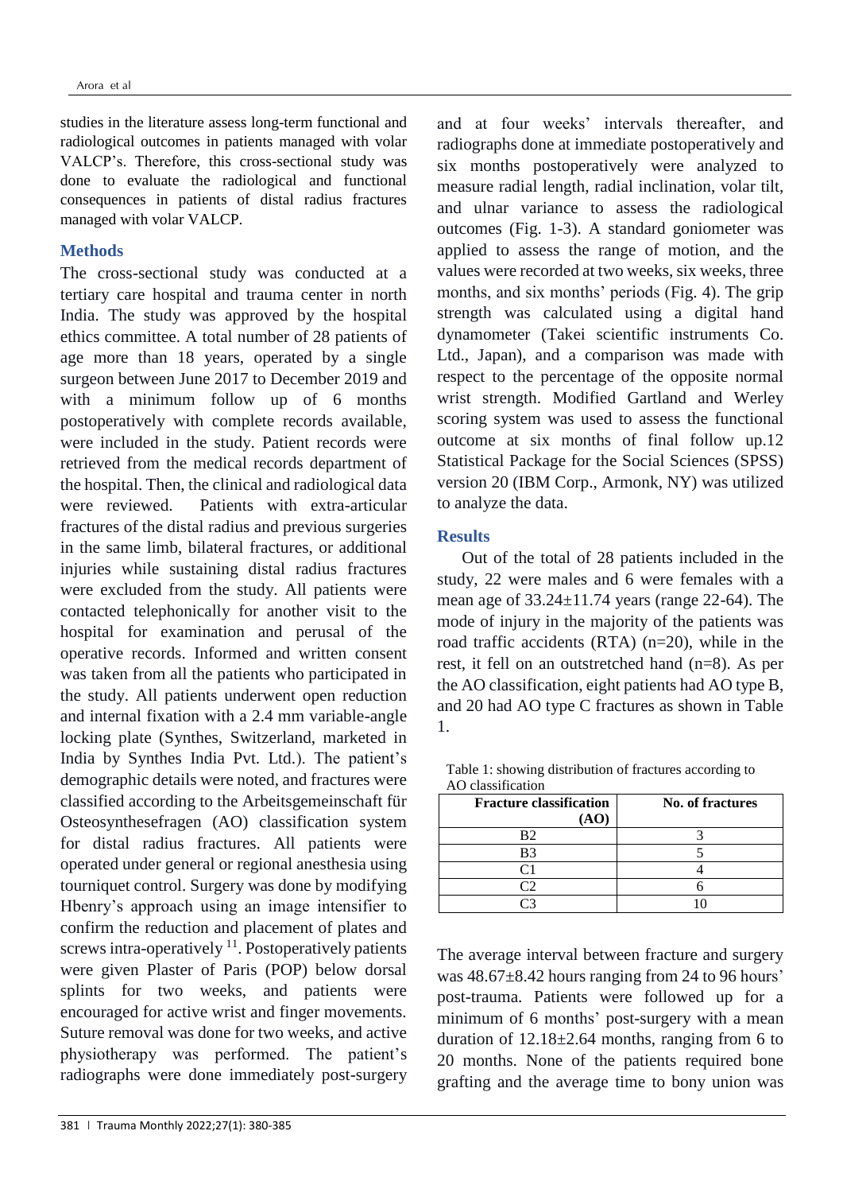studies in the literature assess long-term functional and radiological outcomes in patients managed with volar VALCP's. Therefore, this cross-sectional study was done to evaluate the radiological and functional consequences in patients of distal radius fractures managed with volar VALCP.

## Methods

The cross-sectional study was conducted at a tertiary care hospital and trauma center in north India. The study was approved by the hospital ethics committee. A total number of 28 patients of age more than 18 years, operated by a single surgeon between June 2017 to December 2019 and with a minimum follow up of 6 months postoperatively with complete records available, were included in the study. Patient records were retrieved from the medical records department of the hospital. Then, the clinical and radiological data were reviewed. Patients with extra-articular fractures of the distal radius and previous surgeries in the same limb, bilateral fractures, or additional injuries while sustaining distal radius fractures were excluded from the study. All patients were contacted telephonically for another visit to the hospital for examination and perusal of the operative records. Informed and written consent was taken from all the patients who participated in the study. All patients underwent open reduction and internal fixation with a 2.4 mm variable-angle locking plate (Synthes, Switzerland, marketed in India by Synthes India Pvt. Ltd.). The patient's demographic details were noted, and fractures were classified according to the Arbeitsgemeinschaft für Osteosynthesefragen (AO) classification system for distal radius fractures. All patients were operated under general or regional anesthesia using tourniquet control. Surgery was done by modifying Hbenry's approach using an image intensifier to confirm the reduction and placement of plates and screws intra-operatively [11]. Postoperatively patients were given Plaster of Paris (POP) below dorsal splints for two weeks, and patients were encouraged for active wrist and finger movements. Suture removal was done for two weeks, and active physiotherapy was performed. The patient's radiographs were done immediately post-surgery and at four weeks' intervals thereafter, and radiographs done at immediate postoperatively and six months postoperatively were analyzed to measure radial length, radial inclination, volar tilt, and ulnar variance to assess the radiological outcomes (Fig. 1-3). A standard goniometer was applied to assess the range of motion, and the values were recorded at two weeks, six weeks, three months, and six months' periods (Fig. 4). The grip strength was calculated using a digital hand dynamometer (Takei scientific instruments Co. Ltd., Japan), and a comparison was made with respect to the percentage of the opposite normal wrist strength. Modified Gartland and Werley scoring system was used to assess the functional outcome at six months of final follow up.12 Statistical Package for the Social Sciences (SPSS) version 20 (IBM Corp., Armonk, NY) was utilized to analyze the data.

## Results

Out of the total of 28 patients included in the study, 22 were males and 6 were females with a mean age of 33.24±11.74 years (range 22-64). The mode of injury in the majority of the patients was road traffic accidents (RTA) (n=20), while in the rest, it fell on an outstretched hand (n=8). As per the AO classification, eight patients had AO type B, and 20 had AO type C fractures as shown in Table 1.

Table 1: showing distribution of fractures according to AO classification

| Fracture classification (AO) | No. of fractures |
|---|---|
| B2 | 3 |
| B3 | 5 |
| C1 | 4 |
| C2 | 6 |
| C3 | 10 |

The average interval between fracture and surgery was 48.67±8.42 hours ranging from 24 to 96 hours' post-trauma. Patients were followed up for a minimum of 6 months' post-surgery with a mean duration of 12.18±2.64 months, ranging from 6 to 20 months. None of the patients required bone grafting and the average time to bony union was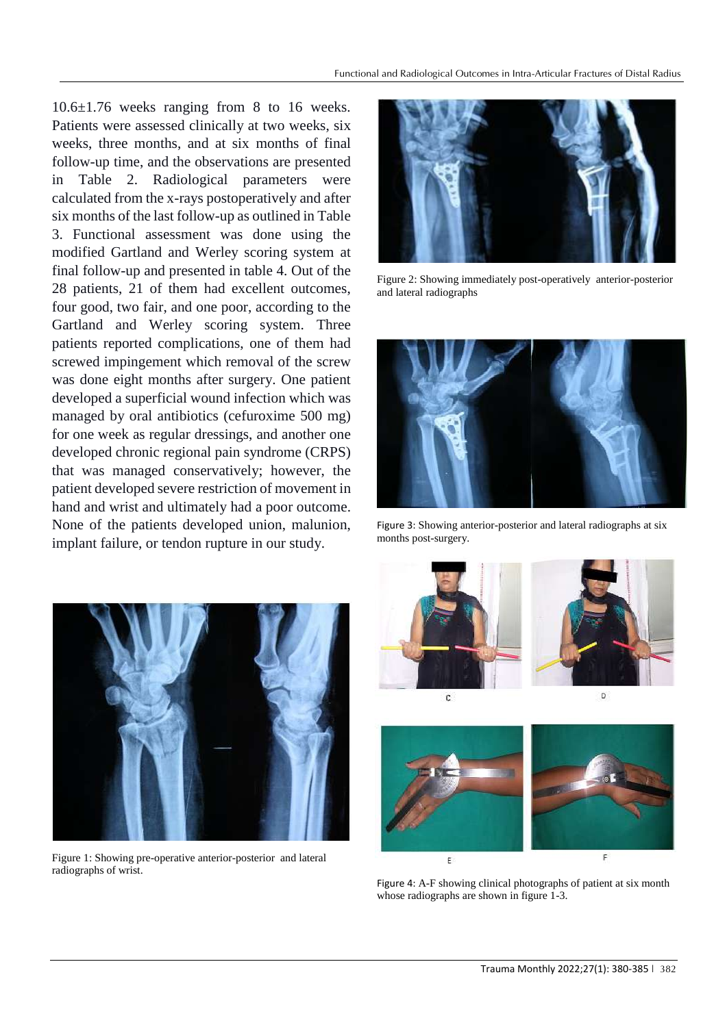10.6±1.76 weeks ranging from 8 to 16 weeks. Patients were assessed clinically at two weeks, six weeks, three months, and at six months of final follow-up time, and the observations are presented in Table 2. Radiological parameters were calculated from the x-rays postoperatively and after six months of the last follow-up as outlined in Table 3. Functional assessment was done using the modified Gartland and Werley scoring system at final follow-up and presented in table 4. Out of the 28 patients, 21 of them had excellent outcomes, four good, two fair, and one poor, according to the Gartland and Werley scoring system. Three patients reported complications, one of them had screwed impingement which removal of the screw was done eight months after surgery. One patient developed a superficial wound infection which was managed by oral antibiotics (cefuroxime 500 mg) for one week as regular dressings, and another one developed chronic regional pain syndrome (CRPS) that was managed conservatively; however, the patient developed severe restriction of movement in hand and wrist and ultimately had a poor outcome. None of the patients developed union, malunion, implant failure, or tendon rupture in our study.

Figure 1: Showing pre-operative anterior-posterior and lateral radiographs of wrist.

Figure 2: Showing immediately post-operatively anterior-posterior and lateral radiographs

Figure 3: Showing anterior-posterior and lateral radiographs at six months post-surgery.

C

D

E

F

Figure 4: A-F showing clinical photographs of patient at six month whose radiographs are shown in figure 1-3.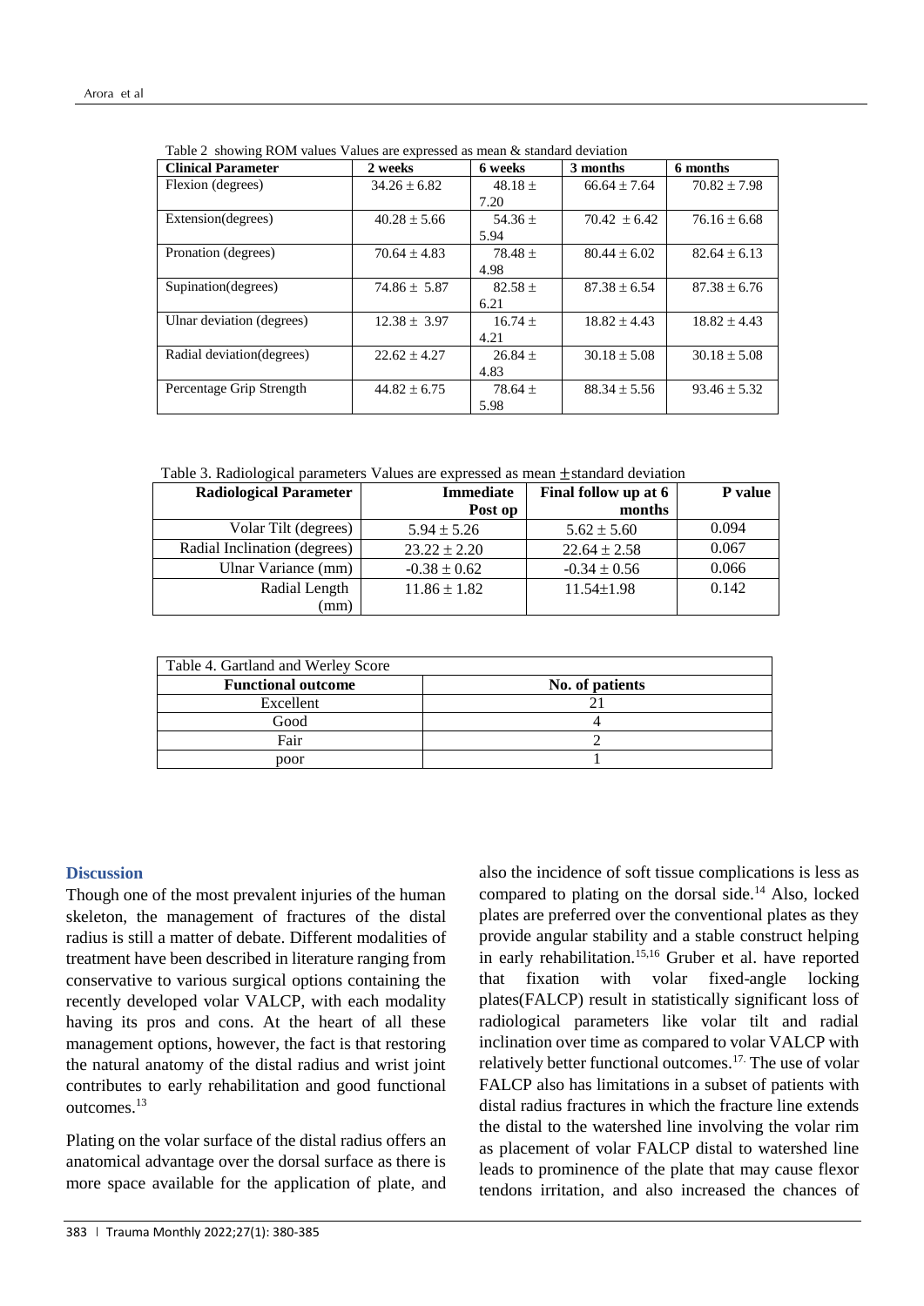Table 2 showing ROM values Values are expressed as mean & standard deviation

| Clinical Parameter | 2 weeks | 6 weeks | 3 months | 6 months |
|---|---|---|---|---|
| Flexion (degrees) | 34.26 ± 6.82 | 48.18 ± 7.20 | 66.64 ± 7.64 | 70.82 ± 7.98 |
| Extension(degrees) | 40.28 ± 5.66 | 54.36 ± 5.94 | 70.42 ± 6.42 | 76.16 ± 6.68 |
| Pronation (degrees) | 70.64 ± 4.83 | 78.48 ± 4.98 | 80.44 ± 6.02 | 82.64 ± 6.13 |
| Supination(degrees) | 74.86 ± 5.87 | 82.58 ± 6.21 | 87.38 ± 6.54 | 87.38 ± 6.76 |
| Ulnar deviation (degrees) | 12.38 ± 3.97 | 16.74 ± 4.21 | 18.82 ± 4.43 | 18.82 ± 4.43 |
| Radial deviation(degrees) | 22.62 ± 4.27 | 26.84 ± 4.83 | 30.18 ± 5.08 | 30.18 ± 5.08 |
| Percentage Grip Strength | 44.82 ± 6.75 | 78.64 ± 5.98 | 88.34 ± 5.56 | 93.46 ± 5.32 |

Table 3. Radiological parameters Values are expressed as mean ±standard deviation

| Radiological Parameter | Immediate Post op | Final follow up at 6 months | P value |
|---|---|---|---|
| Volar Tilt (degrees) | 5.94 ± 5.26 | 5.62 ± 5.60 | 0.094 |
| Radial Inclination (degrees) | 23.22 ± 2.20 | 22.64 ± 2.58 | 0.067 |
| Ulnar Variance (mm) | -0.38 ± 0.62 | -0.34 ± 0.56 | 0.066 |
| Radial Length (mm) | 11.86 ± 1.82 | 11.54±1.98 | 0.142 |

Table 4. Gartland and Werley Score

| Functional outcome | No. of patients |
|---|---|
| Excellent | 21 |
| Good | 4 |
| Fair | 2 |
| poor | 1 |

## Discussion

Though one of the most prevalent injuries of the human skeleton, the management of fractures of the distal radius is still a matter of debate. Different modalities of treatment have been described in literature ranging from conservative to various surgical options containing the recently developed volar VALCP, with each modality having its pros and cons. At the heart of all these management options, however, the fact is that restoring the natural anatomy of the distal radius and wrist joint contributes to early rehabilitation and good functional outcomes.[13]

Plating on the volar surface of the distal radius offers an anatomical advantage over the dorsal surface as there is more space available for the application of plate, and also the incidence of soft tissue complications is less as compared to plating on the dorsal side.[14] Also, locked plates are preferred over the conventional plates as they provide angular stability and a stable construct helping in early rehabilitation.[15,16] Gruber et al. have reported that fixation with volar fixed-angle locking plates(FALCP) result in statistically significant loss of radiological parameters like volar tilt and radial inclination over time as compared to volar VALCP with relatively better functional outcomes.[17] The use of volar FALCP also has limitations in a subset of patients with distal radius fractures in which the fracture line extends the distal to the watershed line involving the volar rim as placement of volar FALCP distal to watershed line leads to prominence of the plate that may cause flexor tendons irritation, and also increased the chances of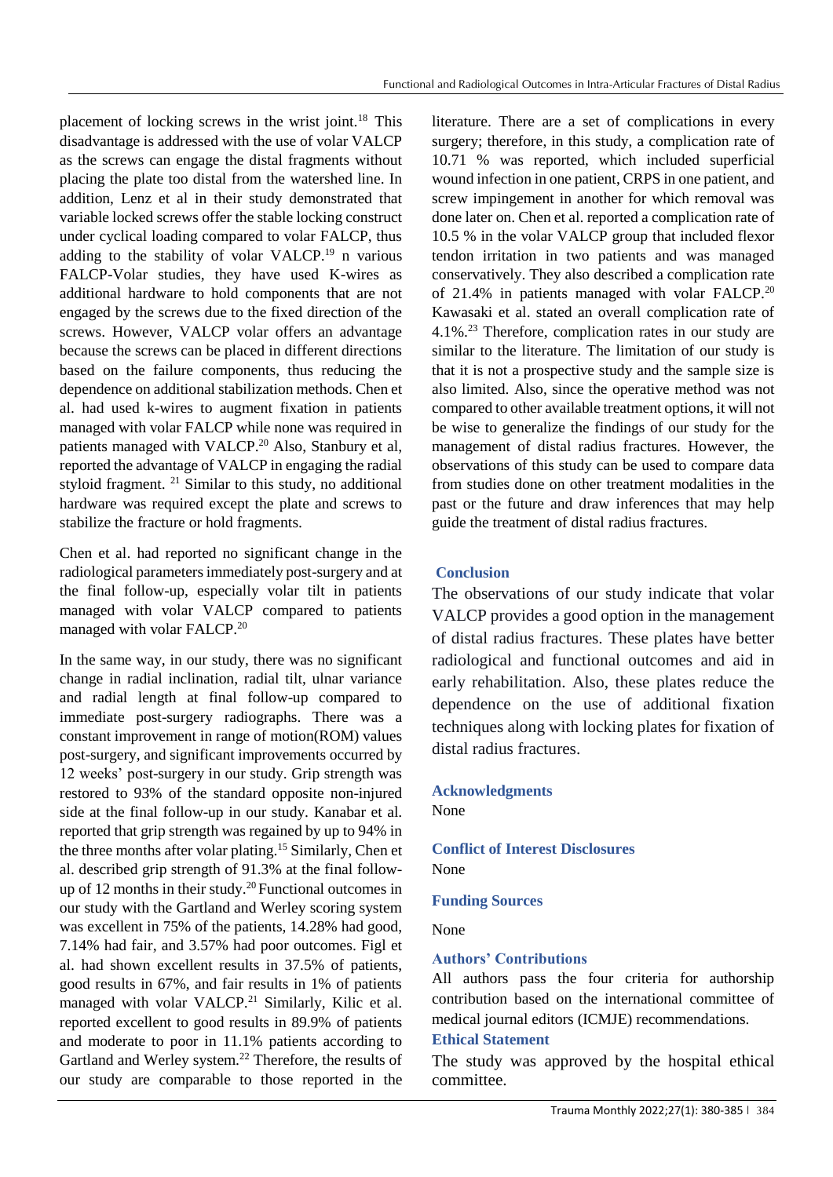placement of locking screws in the wrist joint.[18] This disadvantage is addressed with the use of volar VALCP as the screws can engage the distal fragments without placing the plate too distal from the watershed line. In addition, Lenz et al in their study demonstrated that variable locked screws offer the stable locking construct under cyclical loading compared to volar FALCP, thus adding to the stability of volar VALCP.[19] n various FALCP-Volar studies, they have used K-wires as additional hardware to hold components that are not engaged by the screws due to the fixed direction of the screws. However, VALCP volar offers an advantage because the screws can be placed in different directions based on the failure components, thus reducing the dependence on additional stabilization methods. Chen et al. had used k-wires to augment fixation in patients managed with volar FALCP while none was required in patients managed with VALCP.[20] Also, Stanbury et al, reported the advantage of VALCP in engaging the radial styloid fragment. [21] Similar to this study, no additional hardware was required except the plate and screws to stabilize the fracture or hold fragments.

Chen et al. had reported no significant change in the radiological parameters immediately post-surgery and at the final follow-up, especially volar tilt in patients managed with volar VALCP compared to patients managed with volar FALCP.[20]

In the same way, in our study, there was no significant change in radial inclination, radial tilt, ulnar variance and radial length at final follow-up compared to immediate post-surgery radiographs. There was a constant improvement in range of motion(ROM) values post-surgery, and significant improvements occurred by 12 weeks' post-surgery in our study. Grip strength was restored to 93% of the standard opposite non-injured side at the final follow-up in our study. Kanabar et al. reported that grip strength was regained by up to 94% in the three months after volar plating.[15] Similarly, Chen et al. described grip strength of 91.3% at the final follow-up of 12 months in their study.[20] Functional outcomes in our study with the Gartland and Werley scoring system was excellent in 75% of the patients, 14.28% had good, 7.14% had fair, and 3.57% had poor outcomes. Figl et al. had shown excellent results in 37.5% of patients, good results in 67%, and fair results in 1% of patients managed with volar VALCP.[21] Similarly, Kilic et al. reported excellent to good results in 89.9% of patients and moderate to poor in 11.1% patients according to Gartland and Werley system.[22] Therefore, the results of our study are comparable to those reported in the literature. There are a set of complications in every surgery; therefore, in this study, a complication rate of 10.71 % was reported, which included superficial wound infection in one patient, CRPS in one patient, and screw impingement in another for which removal was done later on. Chen et al. reported a complication rate of 10.5 % in the volar VALCP group that included flexor tendon irritation in two patients and was managed conservatively. They also described a complication rate of 21.4% in patients managed with volar FALCP.[20] Kawasaki et al. stated an overall complication rate of 4.1%.[23] Therefore, complication rates in our study are similar to the literature. The limitation of our study is that it is not a prospective study and the sample size is also limited. Also, since the operative method was not compared to other available treatment options, it will not be wise to generalize the findings of our study for the management of distal radius fractures. However, the observations of this study can be used to compare data from studies done on other treatment modalities in the past or the future and draw inferences that may help guide the treatment of distal radius fractures.

## Conclusion

The observations of our study indicate that volar VALCP provides a good option in the management of distal radius fractures. These plates have better radiological and functional outcomes and aid in early rehabilitation. Also, these plates reduce the dependence on the use of additional fixation techniques along with locking plates for fixation of distal radius fractures.

## Acknowledgments

None

## Conflict of Interest Disclosures

None

## Funding Sources

None

## Authors' Contributions

All authors pass the four criteria for authorship contribution based on the international committee of medical journal editors (ICMJE) recommendations.

## Ethical Statement

The study was approved by the hospital ethical committee.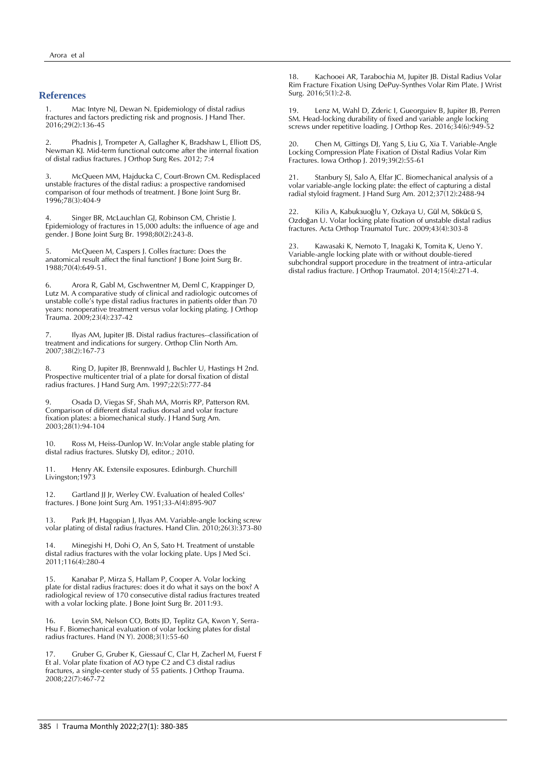## References

1. Mac Intyre NJ, Dewan N. Epidemiology of distal radius fractures and factors predicting risk and prognosis. J Hand Ther. 2016;29(2):136-45

2. Phadnis J, Trompeter A, Gallagher K, Bradshaw L, Elliott DS, Newman KJ. Mid-term functional outcome after the internal fixation of distal radius fractures. J Orthop Surg Res. 2012; 7:4

3. McQueen MM, Hajducka C, Court-Brown CM. Redisplaced unstable fractures of the distal radius: a prospective randomised comparison of four methods of treatment. J Bone Joint Surg Br. 1996;78(3):404-9

4. Singer BR, McLauchlan GJ, Robinson CM, Christie J. Epidemiology of fractures in 15,000 adults: the influence of age and gender. J Bone Joint Surg Br. 1998;80(2):243-8.

5. McQueen M, Caspers J. Colles fracture: Does the anatomical result affect the final function? J Bone Joint Surg Br. 1988;70(4):649-51.

6. Arora R, Gabl M, Gschwentner M, Deml C, Krappinger D, Lutz M. A comparative study of clinical and radiologic outcomes of unstable colle's type distal radius fractures in patients older than 70 years: nonoperative treatment versus volar locking plating. J Orthop Trauma. 2009;23(4):237-42

7. Ilyas AM, Jupiter JB. Distal radius fractures--classification of treatment and indications for surgery. Orthop Clin North Am. 2007;38(2):167-73

8. Ring D, Jupiter JB, Brennwald J, Bьchler U, Hastings H 2nd. Prospective multicenter trial of a plate for dorsal fixation of distal radius fractures. J Hand Surg Am. 1997;22(5):777-84

9. Osada D, Viegas SF, Shah MA, Morris RP, Patterson RM. Comparison of different distal radius dorsal and volar fracture fixation plates: a biomechanical study. J Hand Surg Am. 2003;28(1):94-104

10. Ross M, Heiss-Dunlop W. In:Volar angle stable plating for distal radius fractures. Slutsky DJ, editor.; 2010.

11. Henry AK. Extensile exposures. Edinburgh. Churchill Livingston;1973

12. Gartland JJ Jr, Werley CW. Evaluation of healed Colles' fractures. J Bone Joint Surg Am. 1951;33-A(4):895-907

13. Park JH, Hagopian J, Ilyas AM. Variable-angle locking screw volar plating of distal radius fractures. Hand Clin. 2010;26(3):373-80

14. Minegishi H, Dohi O, An S, Sato H. Treatment of unstable distal radius fractures with the volar locking plate. Ups J Med Sci. 2011;116(4):280-4

15. Kanabar P, Mirza S, Hallam P, Cooper A. Volar locking plate for distal radius fractures: does it do what it says on the box? A radiological review of 170 consecutive distal radius fractures treated with a volar locking plate. J Bone Joint Surg Br. 2011:93.

16. Levin SM, Nelson CO, Botts JD, Teplitz GA, Kwon Y, Serra-Hsu F. Biomechanical evaluation of volar locking plates for distal radius fractures. Hand (N Y). 2008;3(1):55-60

17. Gruber G, Gruber K, Giessauf C, Clar H, Zacherl M, Fuerst F Et al. Volar plate fixation of AO type C2 and C3 distal radius fractures, a single-center study of 55 patients. J Orthop Trauma. 2008;22(7):467-72

18. Kachooei AR, Tarabochia M, Jupiter JB. Distal Radius Volar Rim Fracture Fixation Using DePuy-Synthes Volar Rim Plate. J Wrist Surg. 2016;5(1):2-8.

19. Lenz M, Wahl D, Zderic I, Gueorguiev B, Jupiter JB, Perren SM. Head-locking durability of fixed and variable angle locking screws under repetitive loading. J Orthop Res. 2016;34(6):949-52

20. Chen M, Gittings DJ, Yang S, Liu G, Xia T. Variable-Angle Locking Compression Plate Fixation of Distal Radius Volar Rim Fractures. Iowa Orthop J. 2019;39(2):55-61

21. Stanbury SJ, Salo A, Elfar JC. Biomechanical analysis of a volar variable-angle locking plate: the effect of capturing a distal radial styloid fragment. J Hand Surg Am. 2012;37(12):2488-94

22. Kiliз A, Kabukзuoğlu Y, Ozkaya U, Gül M, Sökücü S, Ozdoğan U. Volar locking plate fixation of unstable distal radius fractures. Acta Orthop Traumatol Turc. 2009;43(4):303-8

23. Kawasaki K, Nemoto T, Inagaki K, Tomita K, Ueno Y. Variable-angle locking plate with or without double-tiered subchondral support procedure in the treatment of intra-articular distal radius fracture. J Orthop Traumatol. 2014;15(4):271-4.